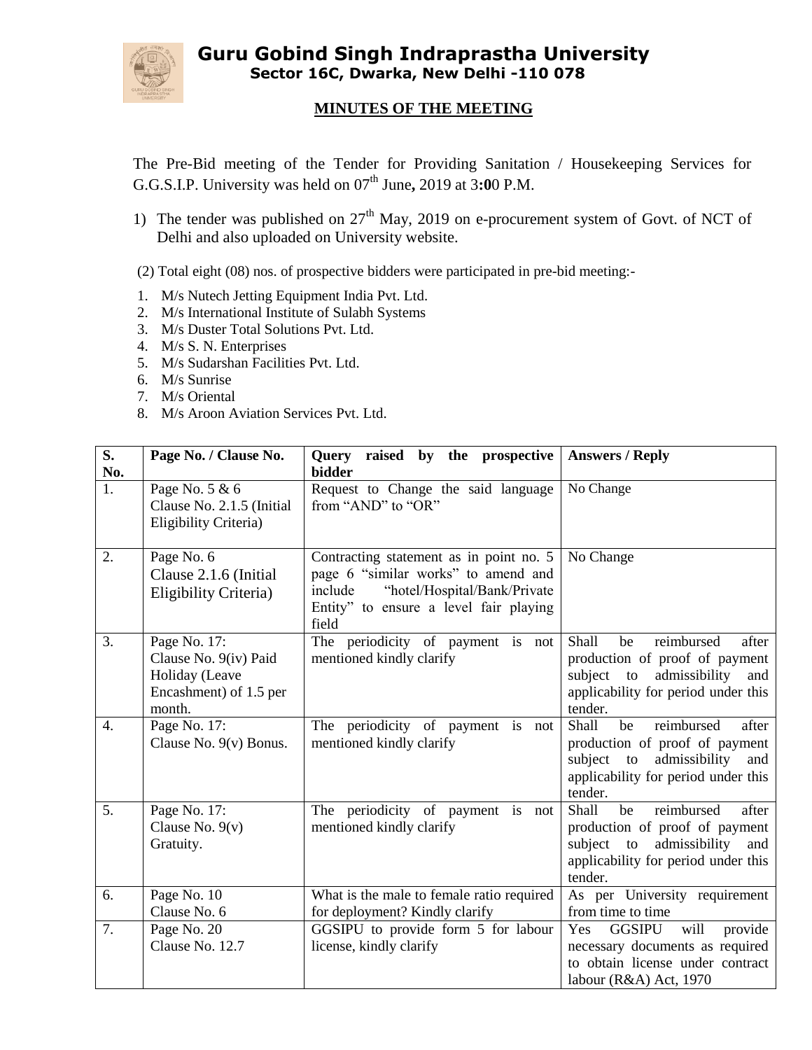# Guru Gobind Singh Indraprastha University

**Sector 16C, Dwarka, New Delhi -110 078**

## MINUTES OF THE MEETING

The Pre-Bid meeting of the Tender for Providing Sanitation / Housekeeping Services for G.G.S.I.P. University was held on 07th June, 2019 at 3:00 P.M.

1) The tender was published on 27th May, 2019 on e-procurement system of Govt. of NCT of Delhi and also uploaded on University website.

(2) Total eight (08) nos. of prospective bidders were participated in pre-bid meeting:-

1. M/s Nutech Jetting Equipment India Pvt. Ltd.
2. M/s International Institute of Sulabh Systems
3. M/s Duster Total Solutions Pvt. Ltd.
4. M/s S. N. Enterprises
5. M/s Sudarshan Facilities Pvt. Ltd.
6. M/s Sunrise
7. M/s Oriental
8. M/s Aroon Aviation Services Pvt. Ltd.

| S. No. | Page No. / Clause No. | Query raised by the prospective bidder | Answers / Reply |
|---|---|---|---|
| 1. | Page No. 5 & 6 Clause No. 2.1.5 (Initial Eligibility Criteria) | Request to Change the said language from "AND" to "OR" | No Change |
| 2. | Page No. 6 Clause 2.1.6 (Initial Eligibility Criteria) | Contracting statement as in point no. 5 page 6 "similar works" to amend and include "hotel/Hospital/Bank/Private Entity" to ensure a level fair playing field | No Change |
| 3. | Page No. 17: Clause No. 9(iv) Paid Holiday (Leave Encashment) of 1.5 per month. | The periodicity of payment is not mentioned kindly clarify | Shall be reimbursed after production of proof of payment subject to admissibility and applicability for period under this tender. |
| 4. | Page No. 17: Clause No. 9(v) Bonus. | The periodicity of payment is not mentioned kindly clarify | Shall be reimbursed after production of proof of payment subject to admissibility and applicability for period under this tender. |
| 5. | Page No. 17: Clause No. 9(v) Gratuity. | The periodicity of payment is not mentioned kindly clarify | Shall be reimbursed after production of proof of payment subject to admissibility and applicability for period under this tender. |
| 6. | Page No. 10 Clause No. 6 | What is the male to female ratio required for deployment? Kindly clarify | As per University requirement from time to time |
| 7. | Page No. 20 Clause No. 12.7 | GGSIPU to provide form 5 for labour license, kindly clarify | Yes GGSIPU will provide necessary documents as required to obtain license under contract labour (R&A) Act, 1970 |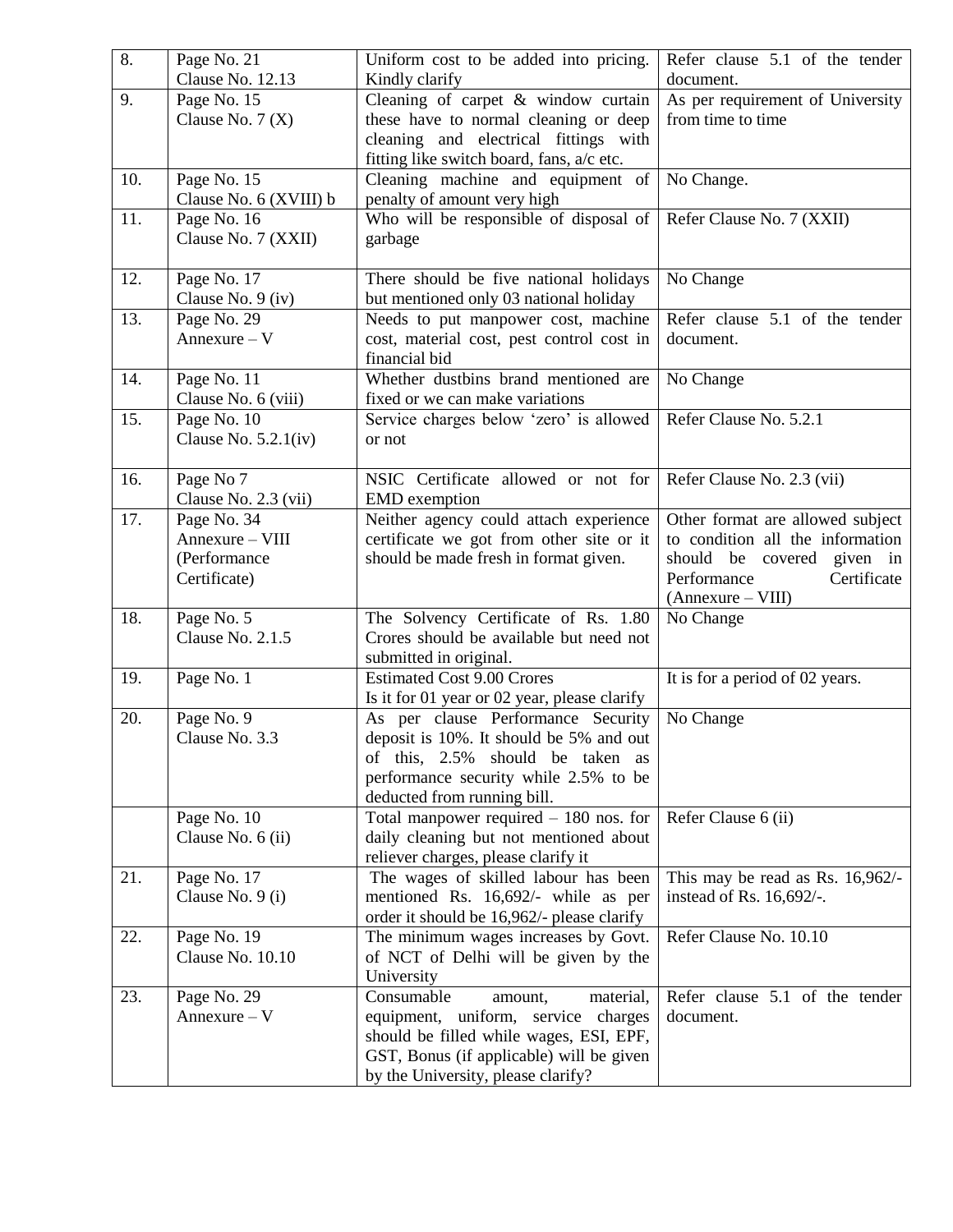| | | | |
|---|---|---|---|
| 8. | Page No. 21<br>Clause No. 12.13 | Uniform cost to be added into pricing. Kindly clarify | Refer clause 5.1 of the tender document. |
| 9. | Page No. 15<br>Clause No. 7 (X) | Cleaning of carpet & window curtain these have to normal cleaning or deep cleaning and electrical fittings with fitting like switch board, fans, a/c etc. | As per requirement of University from time to time |
| 10. | Page No. 15<br>Clause No. 6 (XVIII) b | Cleaning machine and equipment of penalty of amount very high | No Change. |
| 11. | Page No. 16<br>Clause No. 7 (XXII) | Who will be responsible of disposal of garbage | Refer Clause No. 7 (XXII) |
| 12. | Page No. 17<br>Clause No. 9 (iv) | There should be five national holidays but mentioned only 03 national holiday | No Change |
| 13. | Page No. 29<br>Annexure – V | Needs to put manpower cost, machine cost, material cost, pest control cost in financial bid | Refer clause 5.1 of the tender document. |
| 14. | Page No. 11<br>Clause No. 6 (viii) | Whether dustbins brand mentioned are fixed or we can make variations | No Change |
| 15. | Page No. 10<br>Clause No. 5.2.1(iv) | Service charges below 'zero' is allowed or not | Refer Clause No. 5.2.1 |
| 16. | Page No 7<br>Clause No. 2.3 (vii) | NSIC Certificate allowed or not for EMD exemption | Refer Clause No. 2.3 (vii) |
| 17. | Page No. 34<br>Annexure – VIII (Performance Certificate) | Neither agency could attach experience certificate we got from other site or it should be made fresh in format given. | Other format are allowed subject to condition all the information should be covered given in Performance Certificate (Annexure – VIII) |
| 18. | Page No. 5<br>Clause No. 2.1.5 | The Solvency Certificate of Rs. 1.80 Crores should be available but need not submitted in original. | No Change |
| 19. | Page No. 1 | Estimated Cost 9.00 Crores<br>Is it for 01 year or 02 year, please clarify | It is for a period of 02 years. |
| 20. | Page No. 9<br>Clause No. 3.3 | As per clause Performance Security deposit is 10%. It should be 5% and out of this, 2.5% should be taken as performance security while 2.5% to be deducted from running bill. | No Change |
| | Page No. 10<br>Clause No. 6 (ii) | Total manpower required – 180 nos. for daily cleaning but not mentioned about reliever charges, please clarify it | Refer Clause 6 (ii) |
| 21. | Page No. 17<br>Clause No. 9 (i) | The wages of skilled labour has been mentioned Rs. 16,692/- while as per order it should be 16,962/- please clarify | This may be read as Rs. 16,962/- instead of Rs. 16,692/-. |
| 22. | Page No. 19<br>Clause No. 10.10 | The minimum wages increases by Govt. of NCT of Delhi will be given by the University | Refer Clause No. 10.10 |
| 23. | Page No. 29<br>Annexure – V | Consumable amount, material, equipment, uniform, service charges should be filled while wages, ESI, EPF, GST, Bonus (if applicable) will be given by the University, please clarify? | Refer clause 5.1 of the tender document. |